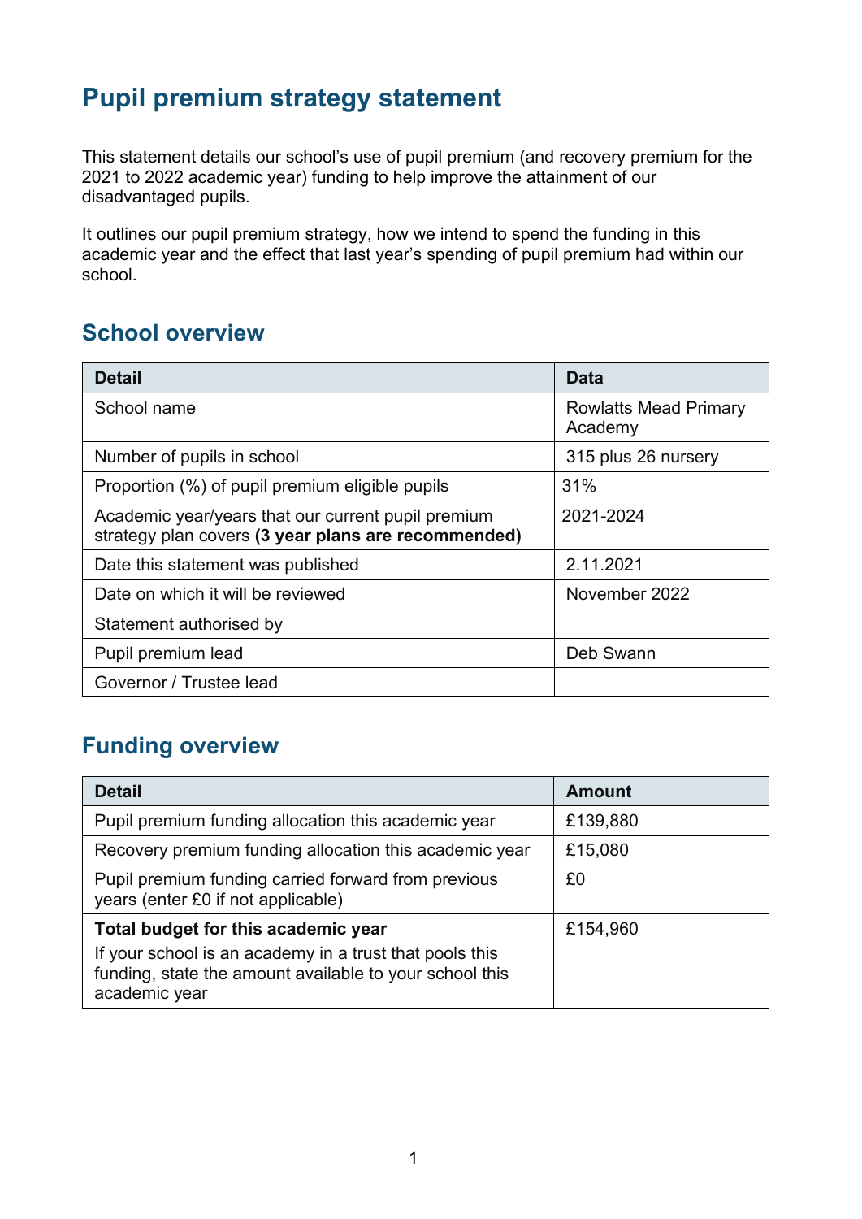# Pupil premium strategy statement

This statement details our school's use of pupil premium (and recovery premium for the 2021 to 2022 academic year) funding to help improve the attainment of our disadvantaged pupils.

It outlines our pupil premium strategy, how we intend to spend the funding in this academic year and the effect that last year's spending of pupil premium had within our school.

## School overview

| Detail | Data |
|---|---|
| School name | Rowlatts Mead Primary Academy |
| Number of pupils in school | 315 plus 26 nursery |
| Proportion (%) of pupil premium eligible pupils | 31% |
| Academic year/years that our current pupil premium strategy plan covers **(3 year plans are recommended)** | 2021-2024 |
| Date this statement was published | 2.11.2021 |
| Date on which it will be reviewed | November 2022 |
| Statement authorised by | |
| Pupil premium lead | Deb Swann |
| Governor / Trustee lead | |

## Funding overview

| Detail | Amount |
|---|---|
| Pupil premium funding allocation this academic year | £139,880 |
| Recovery premium funding allocation this academic year | £15,080 |
| Pupil premium funding carried forward from previous years (enter £0 if not applicable) | £0 |
| **Total budget for this academic year** If your school is an academy in a trust that pools this funding, state the amount available to your school this academic year | £154,960 |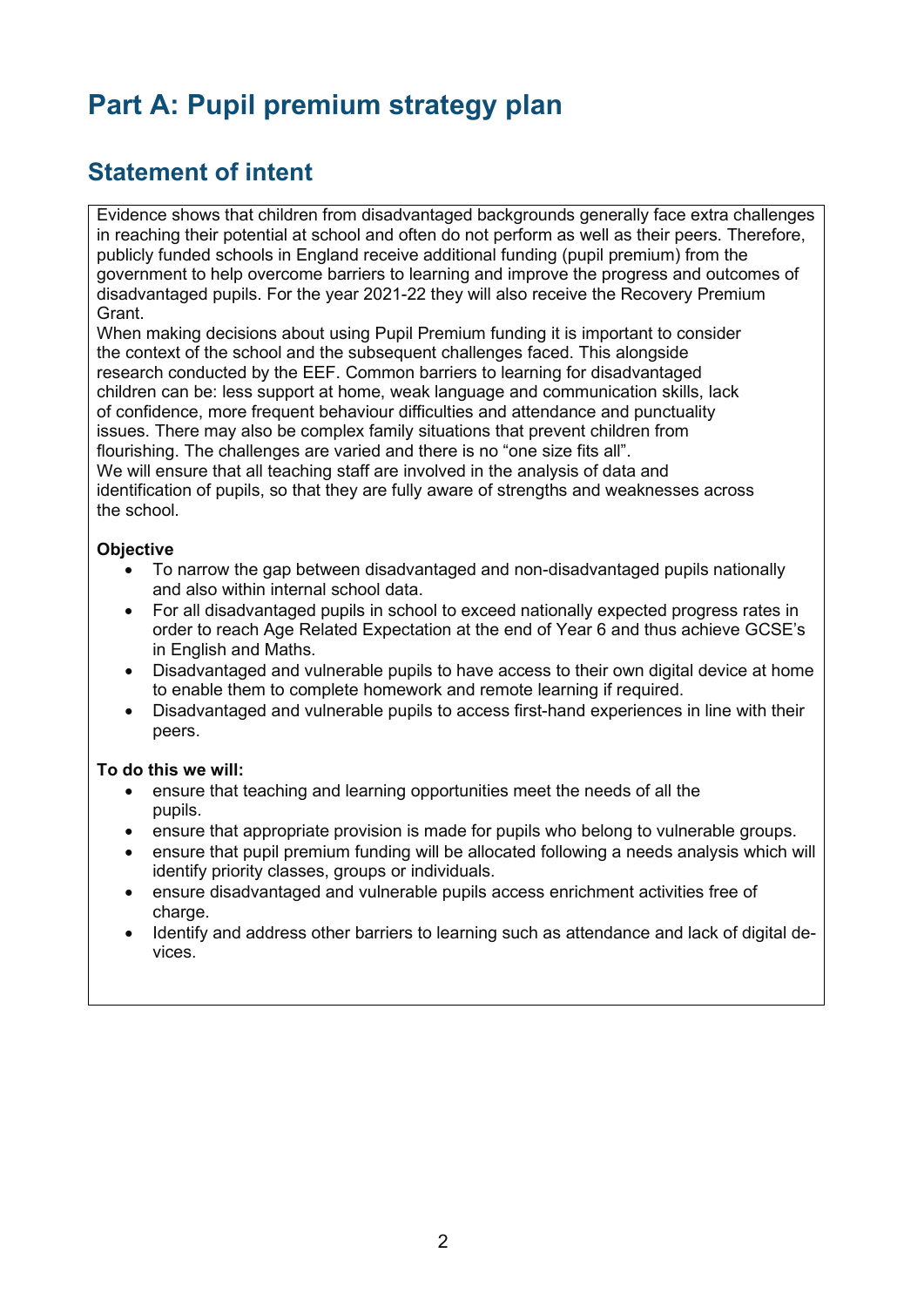# Part A: Pupil premium strategy plan

## Statement of intent

Evidence shows that children from disadvantaged backgrounds generally face extra challenges in reaching their potential at school and often do not perform as well as their peers. Therefore, publicly funded schools in England receive additional funding (pupil premium) from the government to help overcome barriers to learning and improve the progress and outcomes of disadvantaged pupils. For the year 2021-22 they will also receive the Recovery Premium Grant.

When making decisions about using Pupil Premium funding it is important to consider the context of the school and the subsequent challenges faced. This alongside research conducted by the EEF. Common barriers to learning for disadvantaged children can be: less support at home, weak language and communication skills, lack of confidence, more frequent behaviour difficulties and attendance and punctuality issues. There may also be complex family situations that prevent children from flourishing. The challenges are varied and there is no "one size fits all".

We will ensure that all teaching staff are involved in the analysis of data and identification of pupils, so that they are fully aware of strengths and weaknesses across the school.

**Objective**

- To narrow the gap between disadvantaged and non-disadvantaged pupils nationally and also within internal school data.
- For all disadvantaged pupils in school to exceed nationally expected progress rates in order to reach Age Related Expectation at the end of Year 6 and thus achieve GCSE's in English and Maths.
- Disadvantaged and vulnerable pupils to have access to their own digital device at home to enable them to complete homework and remote learning if required.
- Disadvantaged and vulnerable pupils to access first-hand experiences in line with their peers.

**To do this we will:**

- ensure that teaching and learning opportunities meet the needs of all the pupils.
- ensure that appropriate provision is made for pupils who belong to vulnerable groups.
- ensure that pupil premium funding will be allocated following a needs analysis which will identify priority classes, groups or individuals.
- ensure disadvantaged and vulnerable pupils access enrichment activities free of charge.
- Identify and address other barriers to learning such as attendance and lack of digital devices.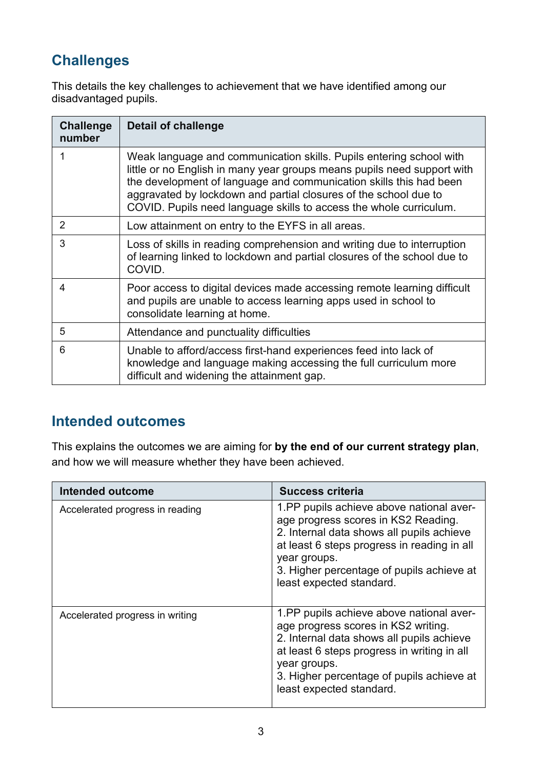## Challenges

This details the key challenges to achievement that we have identified among our disadvantaged pupils.

| Challenge number | Detail of challenge |
|---|---|
| 1 | Weak language and communication skills. Pupils entering school with little or no English in many year groups means pupils need support with the development of language and communication skills this had been aggravated by lockdown and partial closures of the school due to COVID. Pupils need language skills to access the whole curriculum. |
| 2 | Low attainment on entry to the EYFS in all areas. |
| 3 | Loss of skills in reading comprehension and writing due to interruption of learning linked to lockdown and partial closures of the school due to COVID. |
| 4 | Poor access to digital devices made accessing remote learning difficult and pupils are unable to access learning apps used in school to consolidate learning at home. |
| 5 | Attendance and punctuality difficulties |
| 6 | Unable to afford/access first-hand experiences feed into lack of knowledge and language making accessing the full curriculum more difficult and widening the attainment gap. |

## Intended outcomes

This explains the outcomes we are aiming for **by the end of our current strategy plan**, and how we will measure whether they have been achieved.

| Intended outcome | Success criteria |
|---|---|
| Accelerated progress in reading | 1.PP pupils achieve above national average progress scores in KS2 Reading.<br>2. Internal data shows all pupils achieve at least 6 steps progress in reading in all year groups.<br>3. Higher percentage of pupils achieve at least expected standard. |
| Accelerated progress in writing | 1.PP pupils achieve above national average progress scores in KS2 writing.<br>2. Internal data shows all pupils achieve at least 6 steps progress in writing in all year groups.<br>3. Higher percentage of pupils achieve at least expected standard. |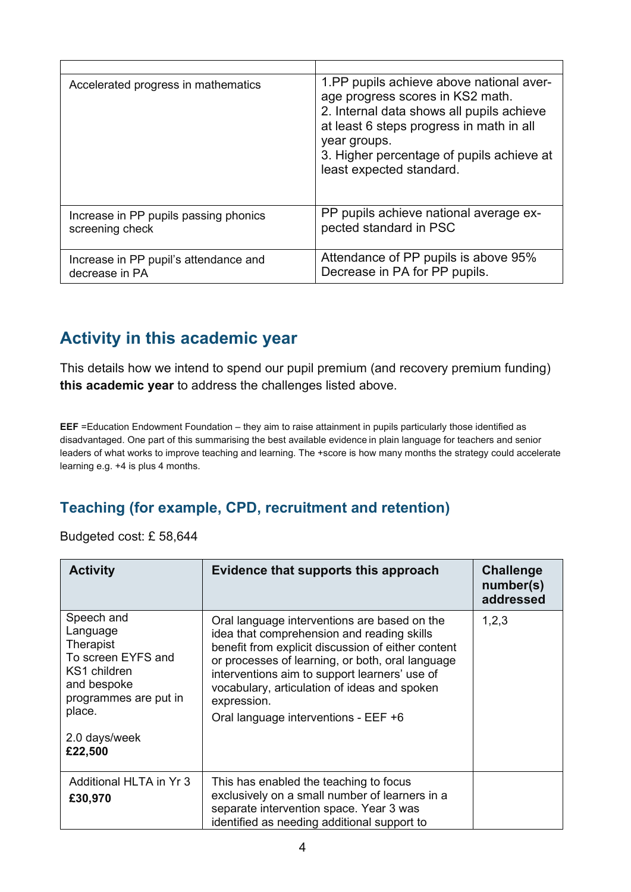| | |
|---|---|
| Accelerated progress in mathematics | 1.PP pupils achieve above national average progress scores in KS2 math.<br>2. Internal data shows all pupils achieve at least 6 steps progress in math in all year groups.<br>3. Higher percentage of pupils achieve at least expected standard. |
| Increase in PP pupils passing phonics screening check | PP pupils achieve national average expected standard in PSC |
| Increase in PP pupil's attendance and decrease in PA | Attendance of PP pupils is above 95%<br>Decrease in PA for PP pupils. |

## Activity in this academic year

This details how we intend to spend our pupil premium (and recovery premium funding) **this academic year** to address the challenges listed above.

**EEF** =Education Endowment Foundation – they aim to raise attainment in pupils particularly those identified as disadvantaged. One part of this summarising the best available evidence in plain language for teachers and senior leaders of what works to improve teaching and learning. The +score is how many months the strategy could accelerate learning e.g. +4 is plus 4 months.

### Teaching (for example, CPD, recruitment and retention)

Budgeted cost: £ 58,644

| Activity | Evidence that supports this approach | Challenge number(s) addressed |
|---|---|---|
| Speech and Language Therapist To screen EYFS and KS1 children and bespoke programmes are put in place.<br><br>2.0 days/week<br>**£22,500** | Oral language interventions are based on the idea that comprehension and reading skills benefit from explicit discussion of either content or processes of learning, or both, oral language interventions aim to support learners' use of vocabulary, articulation of ideas and spoken expression.<br>Oral language interventions - EEF +6 | 1,2,3 |
| Additional HLTA in Yr 3<br>**£30,970** | This has enabled the teaching to focus exclusively on a small number of learners in a separate intervention space. Year 3 was identified as needing additional support to | |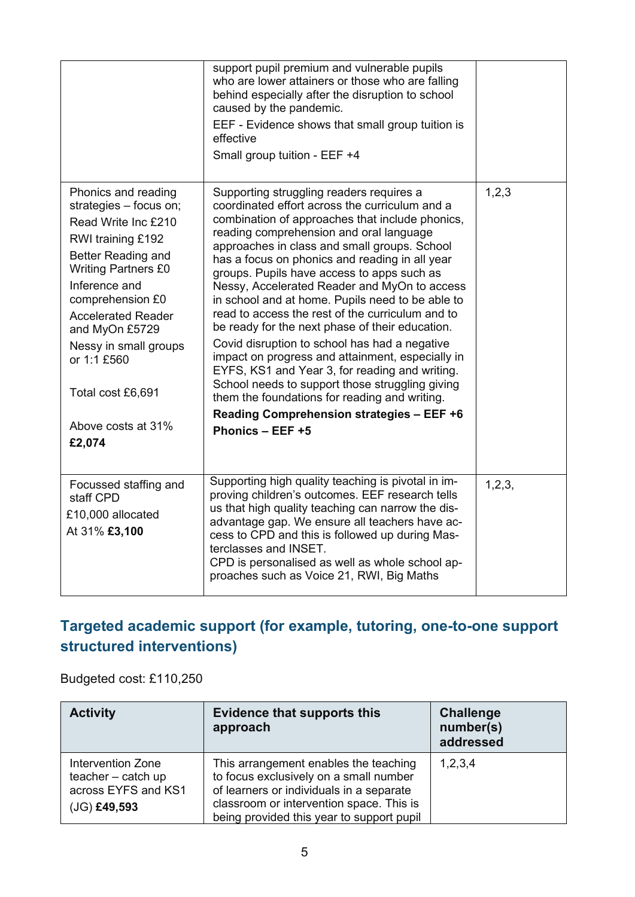| | | |
|---|---|---|
| | support pupil premium and vulnerable pupils who are lower attainers or those who are falling behind especially after the disruption to school caused by the pandemic.<br>EEF - Evidence shows that small group tuition is effective<br>Small group tuition - EEF +4 | |
| Phonics and reading strategies – focus on;<br>Read Write Inc £210<br>RWI training £192<br>Better Reading and Writing Partners £0<br>Inference and comprehension £0<br>Accelerated Reader and MyOn £5729<br>Nessy in small groups or 1:1 £560<br><br>Total cost £6,691<br><br>Above costs at 31% **£2,074** | Supporting struggling readers requires a coordinated effort across the curriculum and a combination of approaches that include phonics, reading comprehension and oral language approaches in class and small groups. School has a focus on phonics and reading in all year groups. Pupils have access to apps such as Nessy, Accelerated Reader and MyOn to access in school and at home. Pupils need to be able to read to access the rest of the curriculum and to be ready for the next phase of their education.<br>Covid disruption to school has had a negative impact on progress and attainment, especially in EYFS, KS1 and Year 3, for reading and writing. School needs to support those struggling giving them the foundations for reading and writing.<br>**Reading Comprehension strategies – EEF +6**<br>**Phonics – EEF +5** | 1,2,3 |
| Focussed staffing and staff CPD<br>£10,000 allocated<br>At 31% **£3,100** | Supporting high quality teaching is pivotal in improving children's outcomes. EEF research tells us that high quality teaching can narrow the disadvantage gap. We ensure all teachers have access to CPD and this is followed up during Masterclasses and INSET.<br>CPD is personalised as well as whole school approaches such as Voice 21, RWI, Big Maths | 1,2,3, |

## Targeted academic support (for example, tutoring, one-to-one support structured interventions)

Budgeted cost: £110,250

| Activity | Evidence that supports this approach | Challenge number(s) addressed |
|---|---|---|
| Intervention Zone teacher – catch up across EYFS and KS1 (JG) **£49,593** | This arrangement enables the teaching to focus exclusively on a small number of learners or individuals in a separate classroom or intervention space. This is being provided this year to support pupil | 1,2,3,4 |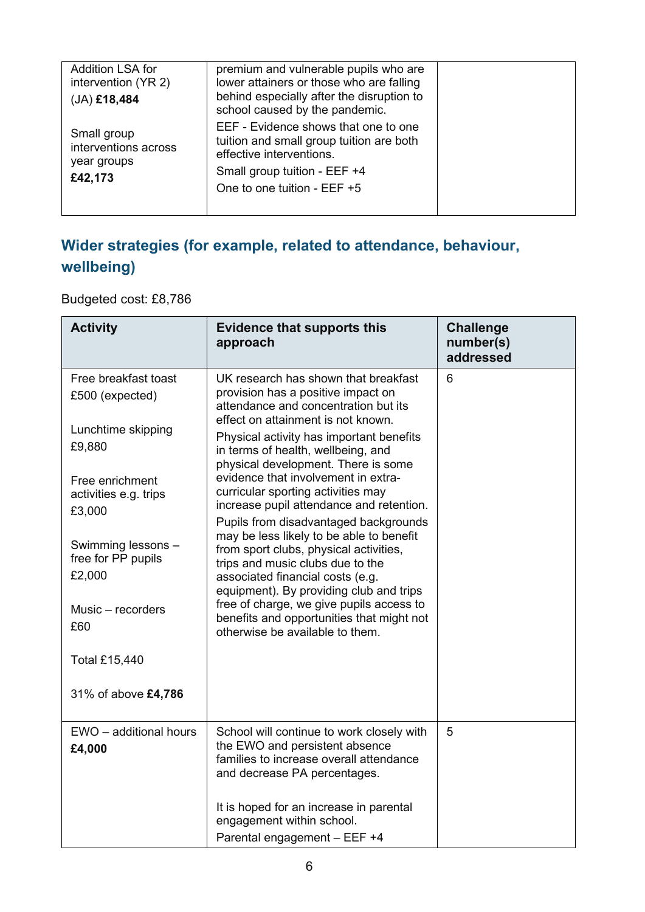| | | |
|---|---|---|
| Addition LSA for intervention (YR 2) (JA) **£18,484**<br><br>Small group interventions across year groups **£42,173** | premium and vulnerable pupils who are lower attainers or those who are falling behind especially after the disruption to school caused by the pandemic.<br>EEF - Evidence shows that one to one tuition and small group tuition are both effective interventions.<br>Small group tuition - EEF +4<br>One to one tuition - EEF +5 | |

## Wider strategies (for example, related to attendance, behaviour, wellbeing)

Budgeted cost: £8,786

| Activity | Evidence that supports this approach | Challenge number(s) addressed |
|---|---|---|
| Free breakfast toast £500 (expected)<br><br>Lunchtime skipping £9,880<br><br>Free enrichment activities e.g. trips £3,000<br><br>Swimming lessons – free for PP pupils £2,000<br><br>Music – recorders £60<br><br>Total £15,440<br><br>31% of above **£4,786** | UK research has shown that breakfast provision has a positive impact on attendance and concentration but its effect on attainment is not known.<br>Physical activity has important benefits in terms of health, wellbeing, and physical development. There is some evidence that involvement in extra-curricular sporting activities may increase pupil attendance and retention.<br>Pupils from disadvantaged backgrounds may be less likely to be able to benefit from sport clubs, physical activities, trips and music clubs due to the associated financial costs (e.g. equipment). By providing club and trips free of charge, we give pupils access to benefits and opportunities that might not otherwise be available to them. | 6 |
| EWO – additional hours **£4,000** | School will continue to work closely with the EWO and persistent absence families to increase overall attendance and decrease PA percentages.<br><br>It is hoped for an increase in parental engagement within school.<br>Parental engagement – EEF +4 | 5 |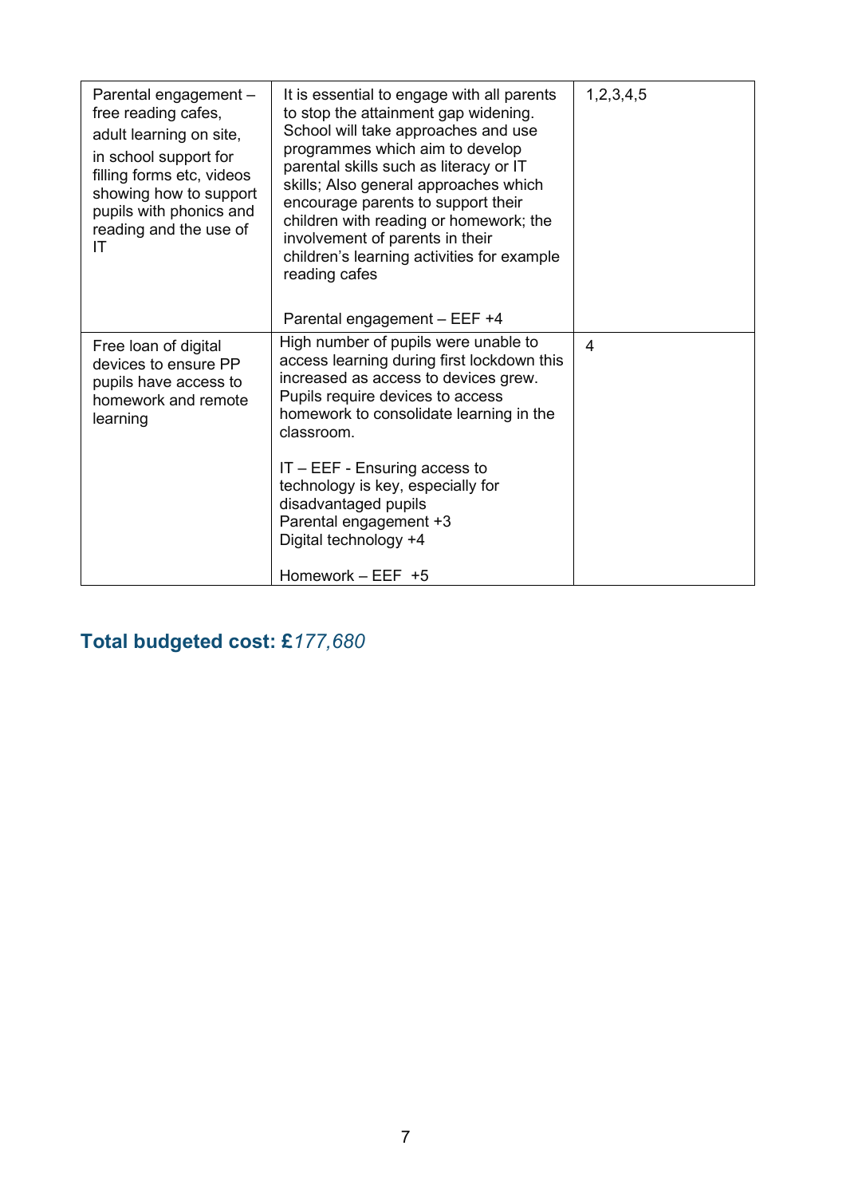| | | |
|---|---|---|
| Parental engagement – free reading cafes, adult learning on site, in school support for filling forms etc, videos showing how to support pupils with phonics and reading and the use of IT | It is essential to engage with all parents to stop the attainment gap widening. School will take approaches and use programmes which aim to develop parental skills such as literacy or IT skills; Also general approaches which encourage parents to support their children with reading or homework; the involvement of parents in their children's learning activities for example reading cafes<br><br>Parental engagement – EEF +4 | 1,2,3,4,5 |
| Free loan of digital devices to ensure PP pupils have access to homework and remote learning | High number of pupils were unable to access learning during first lockdown this increased as access to devices grew. Pupils require devices to access homework to consolidate learning in the classroom.<br><br>IT – EEF - Ensuring access to technology is key, especially for disadvantaged pupils<br>Parental engagement +3<br>Digital technology +4<br><br>Homework – EEF +5 | 4 |

## Total budgeted cost: £*177,680*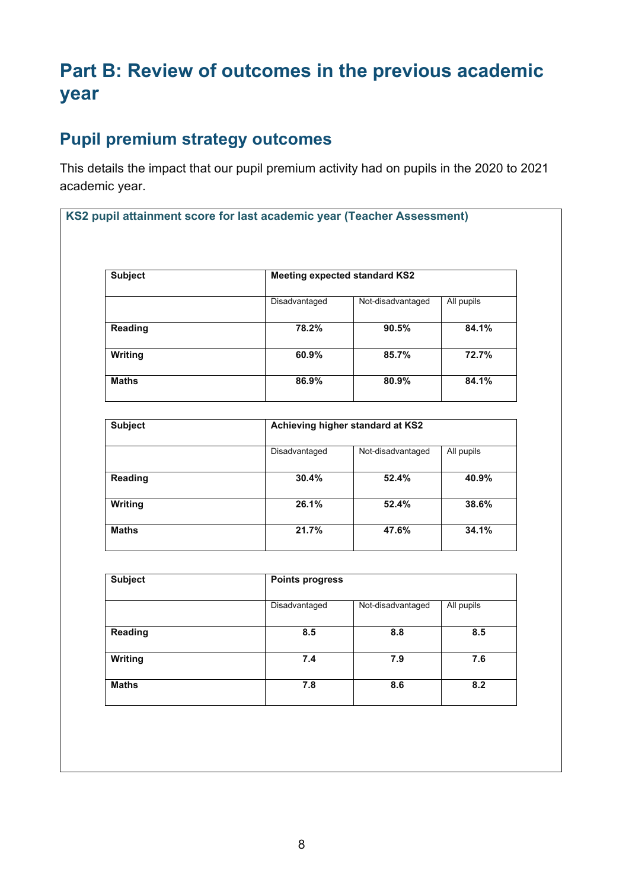# Part B: Review of outcomes in the previous academic year

## Pupil premium strategy outcomes

This details the impact that our pupil premium activity had on pupils in the 2020 to 2021 academic year.

**KS2 pupil attainment score for last academic year (Teacher Assessment)**

| **Subject** | **Meeting expected standard KS2** | | |
|---|---|---|---|
| | Disadvantaged | Not-disadvantaged | All pupils |
| **Reading** | **78.2%** | **90.5%** | **84.1%** |
| **Writing** | **60.9%** | **85.7%** | **72.7%** |
| **Maths** | **86.9%** | **80.9%** | **84.1%** |

| **Subject** | **Achieving higher standard at KS2** | | |
|---|---|---|---|
| | Disadvantaged | Not-disadvantaged | All pupils |
| **Reading** | **30.4%** | **52.4%** | **40.9%** |
| **Writing** | **26.1%** | **52.4%** | **38.6%** |
| **Maths** | **21.7%** | **47.6%** | **34.1%** |

| **Subject** | **Points progress** | | |
|---|---|---|---|
| | Disadvantaged | Not-disadvantaged | All pupils |
| **Reading** | **8.5** | **8.8** | **8.5** |
| **Writing** | **7.4** | **7.9** | **7.6** |
| **Maths** | **7.8** | **8.6** | **8.2** |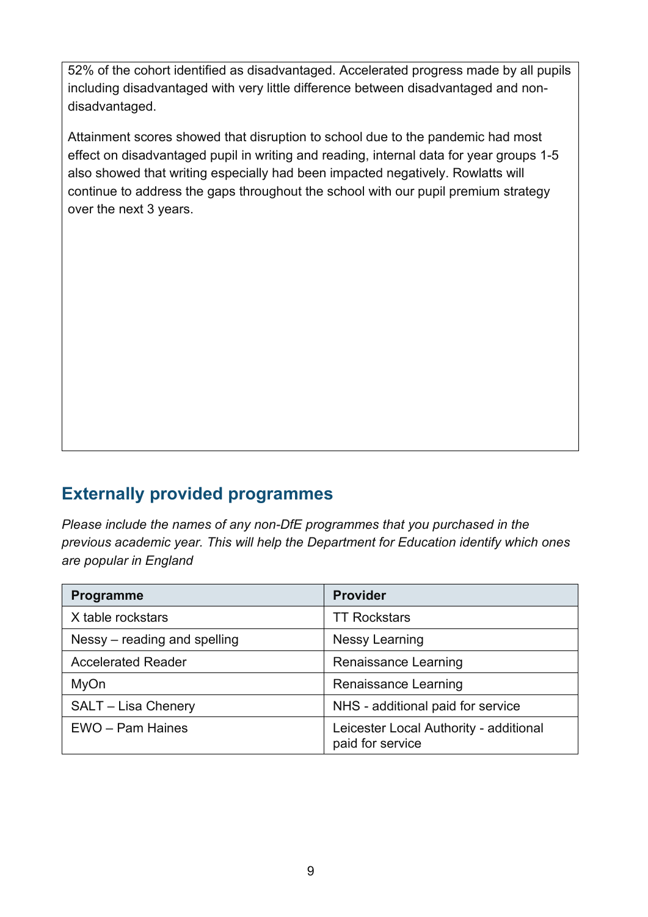52% of the cohort identified as disadvantaged. Accelerated progress made by all pupils including disadvantaged with very little difference between disadvantaged and non-disadvantaged.

Attainment scores showed that disruption to school due to the pandemic had most effect on disadvantaged pupil in writing and reading, internal data for year groups 1-5 also showed that writing especially had been impacted negatively. Rowlatts will continue to address the gaps throughout the school with our pupil premium strategy over the next 3 years.

## Externally provided programmes

*Please include the names of any non-DfE programmes that you purchased in the previous academic year. This will help the Department for Education identify which ones are popular in England*

| Programme | Provider |
|---|---|
| X table rockstars | TT Rockstars |
| Nessy – reading and spelling | Nessy Learning |
| Accelerated Reader | Renaissance Learning |
| MyOn | Renaissance Learning |
| SALT – Lisa Chenery | NHS - additional paid for service |
| EWO – Pam Haines | Leicester Local Authority - additional paid for service |